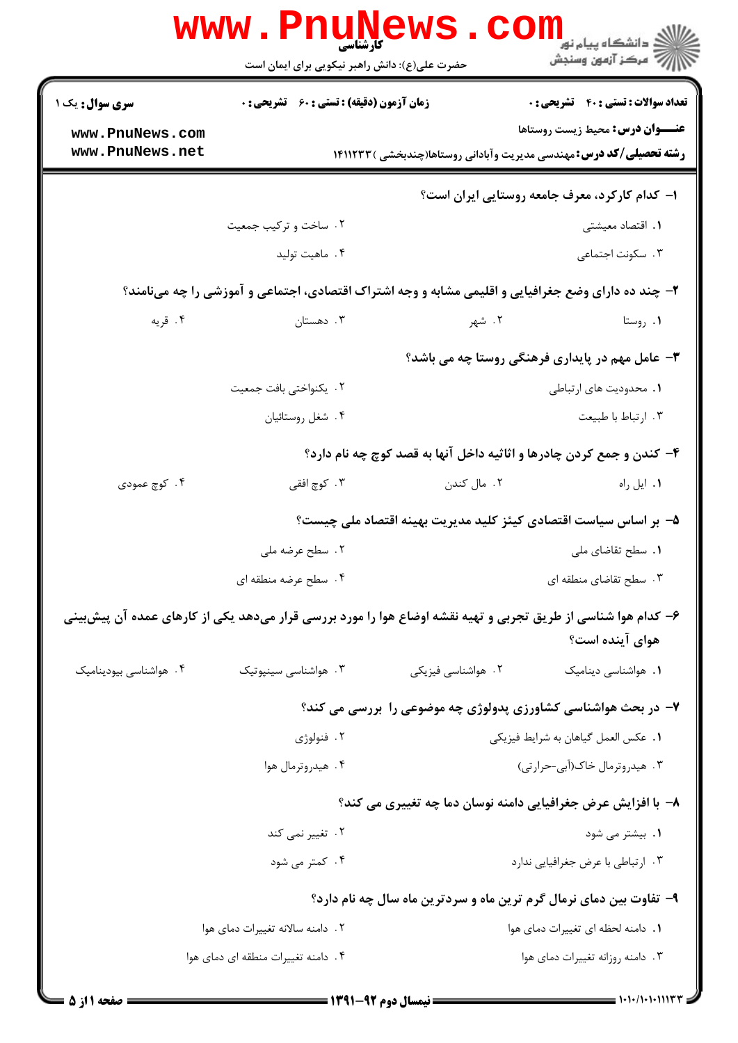کارشناسی

حضرت علی(ع): دانش راهبر نیکویی برای ایمان است

**سری سوال:** یک ۱

**زمان آزمون (دقیقه) : تستی : ۶۰ تشریحی : ۰**

**تعداد سوالات : تستی : ۴۰ تشریحی : ۰**

**عنـــوان درس:** محیط زیست روستاها

**رشته تحصیلی/کد درس:** مهندسی مدیریت وآبادانی روستاها(چندبخشی ) ۱۴۱۱۲۳۳

۱- کدام کارکرد، معرف جامعه روستایی ایران است؟

۱. اقتصاد معیشتی
۲. ساخت و ترکیب جمعیت
۳. سکونت اجتماعی
۴. ماهیت تولید

۲- چند ده دارای وضع جغرافیایی و اقلیمی مشابه و وجه اشتراک اقتصادی، اجتماعی و آموزشی را چه می‌نامند؟

۱. روستا
۲. شهر
۳. دهستان
۴. قریه

۳- عامل مهم در پایداری فرهنگی روستا چه می باشد؟

۱. محدودیت های ارتباطی
۲. یکنواختی بافت جمعیت
۳. ارتباط با طبیعت
۴. شغل روستائیان

۴- کندن و جمع کردن چادرها و اثاثیه داخل آنها به قصد کوچ چه نام دارد؟

۱. ایل راه
۲. مال کندن
۳. کوچ افقی
۴. کوچ عمودی

۵- بر اساس سیاست اقتصادی کینز کلید مدیریت بهینه اقتصاد ملی چیست؟

۱. سطح تقاضای ملی
۲. سطح عرضه ملی
۳. سطح تقاضای منطقه ای
۴. سطح عرضه منطقه ای

۶- کدام هوا شناسی از طریق تجربی و تهیه نقشه اوضاع هوا را مورد بررسی قرار می‌دهد یکی از کارهای عمده آن پیش‌بینی هوای آینده است؟

۱. هواشناسی دینامیک
۲. هواشناسی فیزیکی
۳. هواشناسی سینپوتیک
۴. هواشناسی بیودینامیک

۷- در بحث هواشناسی کشاورزی پدولوژی چه موضوعی را بررسی می کند؟

۱. عکس العمل گیاهان به شرایط فیزیکی
۲. فنولوژی
۳. هیدروترمال خاک(آبی-حرارتی)
۴. هیدروترمال هوا

۸- با افزایش عرض جغرافیایی دامنه نوسان دما چه تغییری می کند؟

۱. بیشتر می شود
۲. تغییر نمی کند
۳. ارتباطی با عرض جغرافیایی ندارد
۴. کمتر می شود

۹- تفاوت بین دمای نرمال گرم ترین ماه و سردترین ماه سال چه نام دارد؟

۱. دامنه لحظه ای تغییرات دمای هوا
۲. دامنه سالانه تغییرات دمای هوا
۳. دامنه روزانه تغییرات دمای هوا
۴. دامنه تغییرات منطقه ای دمای هوا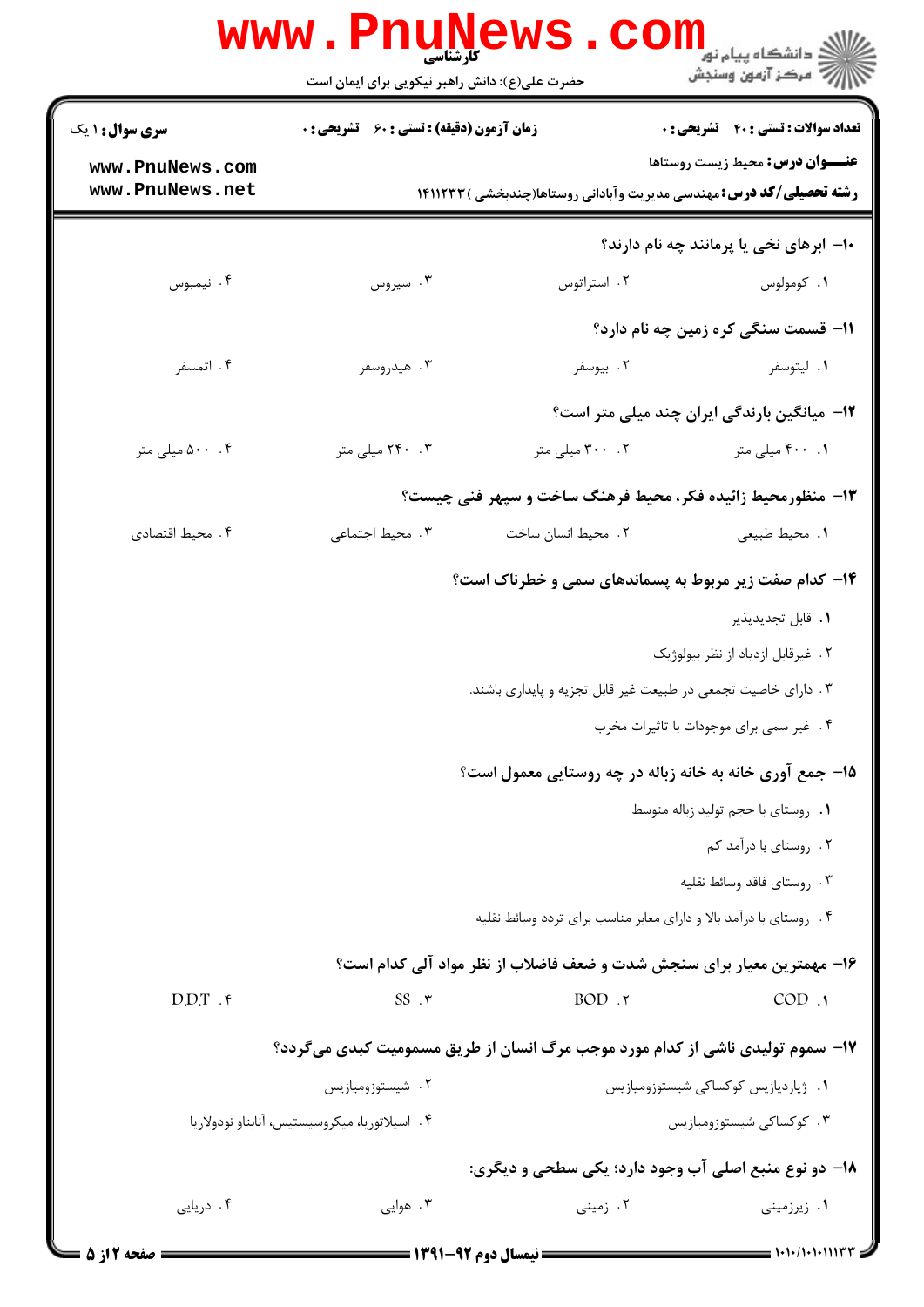**سری سوال:** ۱ یک

**زمان آزمون (دقیقه) : تستی :** ۶۰ **تشریحی :** ۰

**تعداد سوالات : تستی :** ۴۰ **تشریحی :** ۰

**عنـــوان درس:** محیط زیست روستاها

**رشته تحصیلی/کد درس:** مهندسی مدیریت وآبادانی روستاها(چندبخشی ) ۱۴۱۱۲۳۳

۱۰- ابرهای نخی یا پرمانند چه نام دارند؟

۱. کومولوس ۲. استراتوس ۳. سیروس ۴. نیمبوس

۱۱- قسمت سنگی کره زمین چه نام دارد؟

۱. لیتوسفر ۲. بیوسفر ۳. هیدروسفر ۴. اتمسفر

۱۲- میانگین بارندگی ایران چند میلی متر است؟

۱. ۴۰۰ میلی متر ۲. ۳۰۰ میلی متر ۳. ۲۴۰ میلی متر ۴. ۵۰۰ میلی متر

۱۳- منظورمحیط زائیده فکر، محیط فرهنگ ساخت و سپهر فنی چیست؟

۱. محیط طبیعی ۲. محیط انسان ساخت ۳. محیط اجتماعی ۴. محیط اقتصادی

۱۴- کدام صفت زیر مربوط به پسماندهای سمی و خطرناک است؟

۱. قابل تجدیدپذیر

۲. غیرقابل ازدیاد از نظر بیولوژیک

۳. دارای خاصیت تجمعی در طبیعت غیر قابل تجزیه و پایداری باشند.

۴. غیر سمی برای موجودات با تاثیرات مخرب

۱۵- جمع آوری خانه به خانه زباله در چه روستایی معمول است؟

۱. روستای با حجم تولید زباله متوسط

۲. روستای با درآمد کم

۳. روستای فاقد وسائط نقلیه

۴. روستای با درآمد بالا و دارای معابر مناسب برای تردد وسائط نقلیه

۱۶- مهمترین معیار برای سنجش شدت و ضعف فاضلاب از نظر مواد آلی کدام است؟

۱. COD ۲. BOD ۳. SS ۴. D.D.T

۱۷- سموم تولیدی ناشی از کدام مورد موجب مرگ انسان از طریق مسمومیت کبدی می‌گردد؟

۱. ژیاردیازیس کوکساکی شیستوزومیازیس

۲. شیستوزومیازیس

۳. کوکساکی شیستوزومیازیس

۴. اسیلاتوریا، میکروسیستیس، آنابنا و نودولاریا

۱۸- دو نوع منبع اصلی آب وجود دارد؛ یکی سطحی و دیگری:

۱. زیرزمینی ۲. زمینی ۳. هوایی ۴. دریایی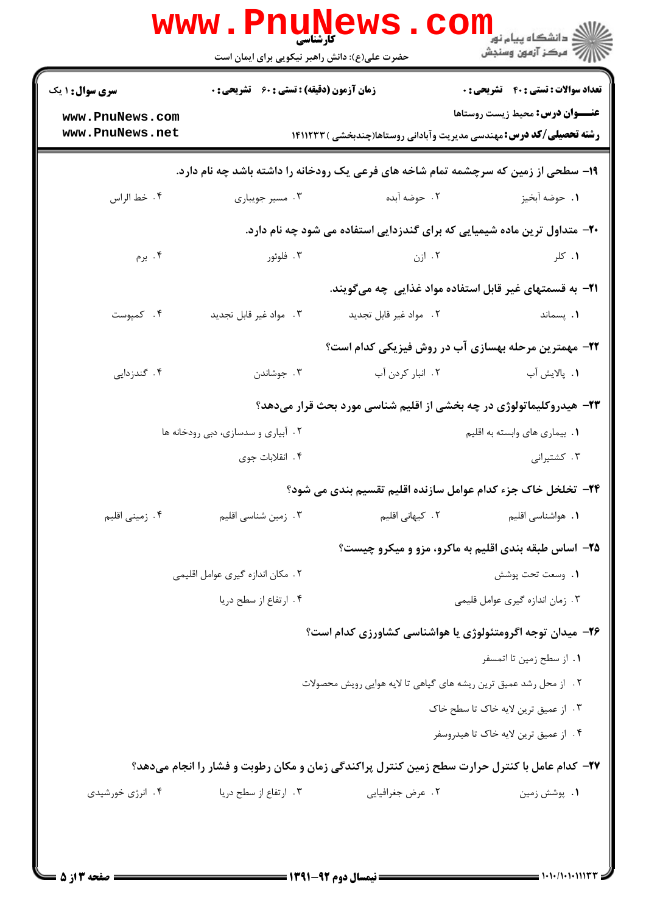کارشناسی

حضرت علی(ع): دانش راهبر نیکویی برای ایمان است

**سری سوال:** ۱ یک

**زمان آزمون (دقیقه) : تستی :** ۶۰ **تشریحی :** ۰

**تعداد سوالات : تستی :** ۴۰ **تشریحی :** ۰

**عنـــوان درس:** محیط زیست روستاها

**رشته تحصیلی/کد درس:** مهندسی مدیریت وآبادانی روستاها(چندبخشی ) ۱۴۱۱۲۳۳

**۱۹-** سطحی از زمین که سرچشمه تمام شاخه های فرعی یک رودخانه را داشته باشد چه نام دارد.

۱. حوضه آبخیز ۲. حوضه آبده ۳. مسیر جوییاری ۴. خط الراس

**۲۰-** متداول ترین ماده شیمیایی که برای گندزدایی استفاده می شود چه نام دارد.

۱. کلر ۲. ازن ۳. فلوئور ۴. برم

**۲۱-** به قسمتهای غیر قابل استفاده مواد غذایی چه میگویند.

۱. پسماند ۲. مواد غیر قابل تجدید ۳. مواد غیر قابل تجدید ۴. کمپوست

**۲۲-** مهمترین مرحله بهسازی آب در روش فیزیکی کدام است؟

۱. پالایش آب ۲. انبار کردن آب ۳. جوشاندن ۴. گندزدایی

**۲۳-** هیدروکلیماتولوژی در چه بخشی از اقلیم شناسی مورد بحث قرار میدهد؟

۱. بیماری های وابسته به اقلیم ۲. آبیاری و سدسازی، دبی رودخانه ها

۳. کشتیرانی ۴. انقلابات جوی

**۲۴-** تخلخل خاک جزء کدام عوامل سازنده اقلیم تقسیم بندی می شود؟

۱. هواشناسی اقلیم ۲. کیهانی اقلیم ۳. زمین شناسی اقلیم ۴. زمینی اقلیم

**۲۵-** اساس طبقه بندی اقلیم به ماکرو، مزو و میکرو چیست؟

۱. وسعت تحت پوشش ۲. مکان اندازه گیری عوامل اقلیمی

۳. زمان اندازه گیری عوامل قلیمی ۴. ارتفاع از سطح دریا

**۲۶-** میدان توجه اگرومتئولوژی یا هواشناسی کشاورزی کدام است؟

۱. از سطح زمین تا اتمسفر

۲. از محل رشد عمیق ترین ریشه های گیاهی تا لایه هوایی رویش محصولات

۳. از عمیق ترین لایه خاک تا سطح خاک

۴. از عمیق ترین لایه خاک تا هیدروسفر

**۲۷-** کدام عامل با کنترل حرارت سطح زمین کنترل پراکندگی زمان و مکان رطوبت و فشار را انجام میدهد؟

۱. پوشش زمین ۲. عرض جغرافیایی ۳. ارتفاع از سطح دریا ۴. انرژی خورشیدی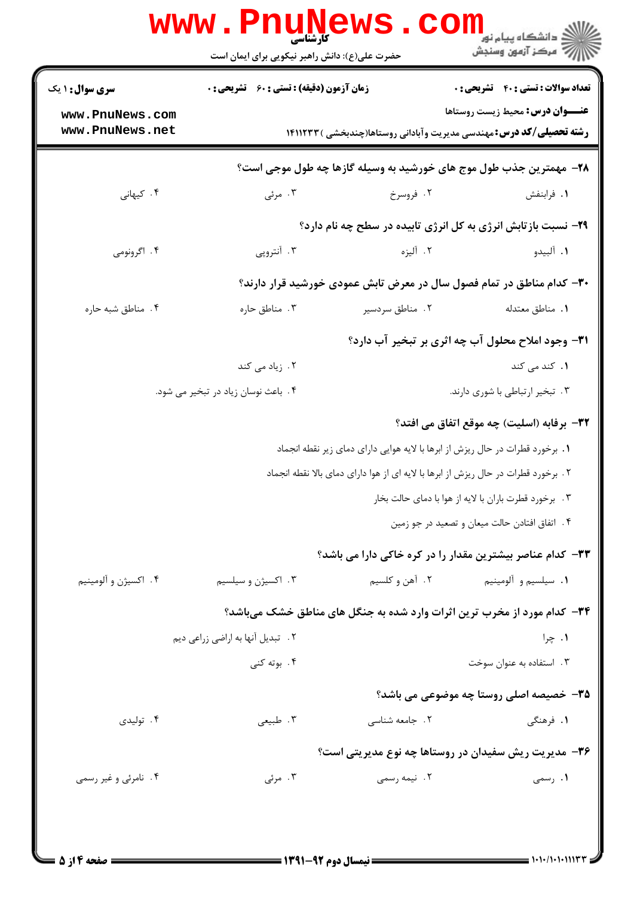۲۸- مهمترین جذب طول موج های خورشید به وسیله گازها چه طول موجی است؟

۱. فرابنفش
۲. فروسرخ
۳. مرئی
۴. کیهانی

۲۹- نسبت بازتابش انرژی به کل انرژی تابیده در سطح چه نام دارد؟

۱. آلبیدو
۲. آلیزه
۳. آنتروپی
۴. اگرونومی

۳۰- کدام مناطق در تمام فصول سال در معرض تابش عمودی خورشید قرار دارند؟

۱. مناطق معتدله
۲. مناطق سردسیر
۳. مناطق حاره
۴. مناطق شبه حاره

۳۱- وجود املاح محلول آب چه اثری بر تبخیر آب دارد؟

۱. کند می کند
۲. زیاد می کند
۳. تبخیر ارتباطی با شوری دارند.
۴. باعث نوسان زیاد در تبخیر می شود.

۳۲- برفابه (اسلیت) چه موقع اتفاق می افتد؟

۱. برخورد قطرات در حال ریزش از ابرها با لایه هوایی دارای دمای زیر نقطه انجماد
۲. برخورد قطرات در حال ریزش از ابرها با لایه ای از هوا دارای دمای بالا نقطه انجماد
۳. برخورد قطرت باران با لایه از هوا با دمای حالت بخار
۴. اتفاق افتادن حالت میعان و تصعید در جو زمین

۳۳- کدام عناصر بیشترین مقدار را در کره خاکی دارا می باشد؟

۱. سیلسیم و آلومینیم
۲. آهن و کلسیم
۳. اکسیژن و سیلسیم
۴. اکسیژن و آلومینیم

۳۴- کدام مورد از مخرب ترین اثرات وارد شده به جنگل های مناطق خشک میباشد؟

۱. چرا
۲. تبدیل آنها به اراضی زراعی دیم
۳. استفاده به عنوان سوخت
۴. بوته کنی

۳۵- خصیصه اصلی روستا چه موضوعی می باشد؟

۱. فرهنگی
۲. جامعه شناسی
۳. طبیعی
۴. تولیدی

۳۶- مدیریت ریش سفیدان در روستاها چه نوع مدیریتی است؟

۱. رسمی
۲. نیمه رسمی
۳. مرئی
۴. نامرئی و غیر رسمی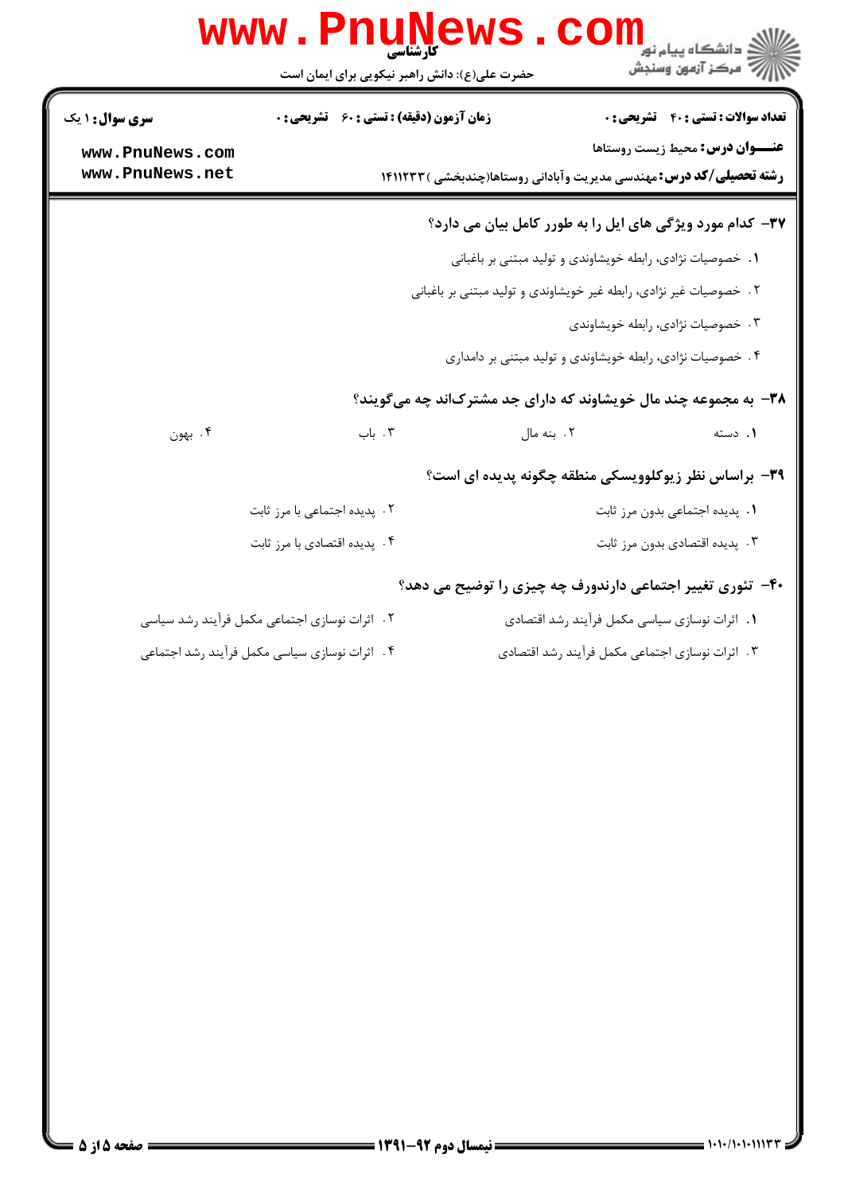**۳۷- کدام مورد ویژگی های ایل را به طورر کامل بیان می دارد؟**

۱. خصوصیات نژادی، رابطه خویشاوندی و تولید مبتنی بر باغبانی

۲. خصوصیات غیر نژادی، رابطه غیر خویشاوندی و تولید مبتنی بر باغبانی

۳. خصوصیات نژادی، رابطه خویشاوندی

۴. خصوصیات نژادی، رابطه خویشاوندی و تولید مبتنی بر دامداری

**۳۸- به مجموعه چند مال خویشاوند که دارای جد مشترک‌اند چه می‌گویند؟**

۱. دسته

۲. بنه مال

۳. باب

۴. بهون

**۳۹- براساس نظر زیوکلوویسکی منطقه چگونه پدیده ای است؟**

۱. پدیده اجتماعی بدون مرز ثابت

۲. پدیده اجتماعی با مرز ثابت

۳. پدیده اقتصادی بدون مرز ثابت

۴. پدیده اقتصادی با مرز ثابت

**۴۰- تئوری تغییر اجتماعی دارندورف چه چیزی را توضیح می دهد؟**

۱. اثرات نوسازی سیاسی مکمل فرآیند رشد اقتصادی

۲. اثرات نوسازی اجتماعی مکمل فرآیند رشد سیاسی

۳. اثرات نوسازی اجتماعی مکمل فرآیند رشد اقتصادی

۴. اثرات نوسازی سیاسی مکمل فرآیند رشد اجتماعی